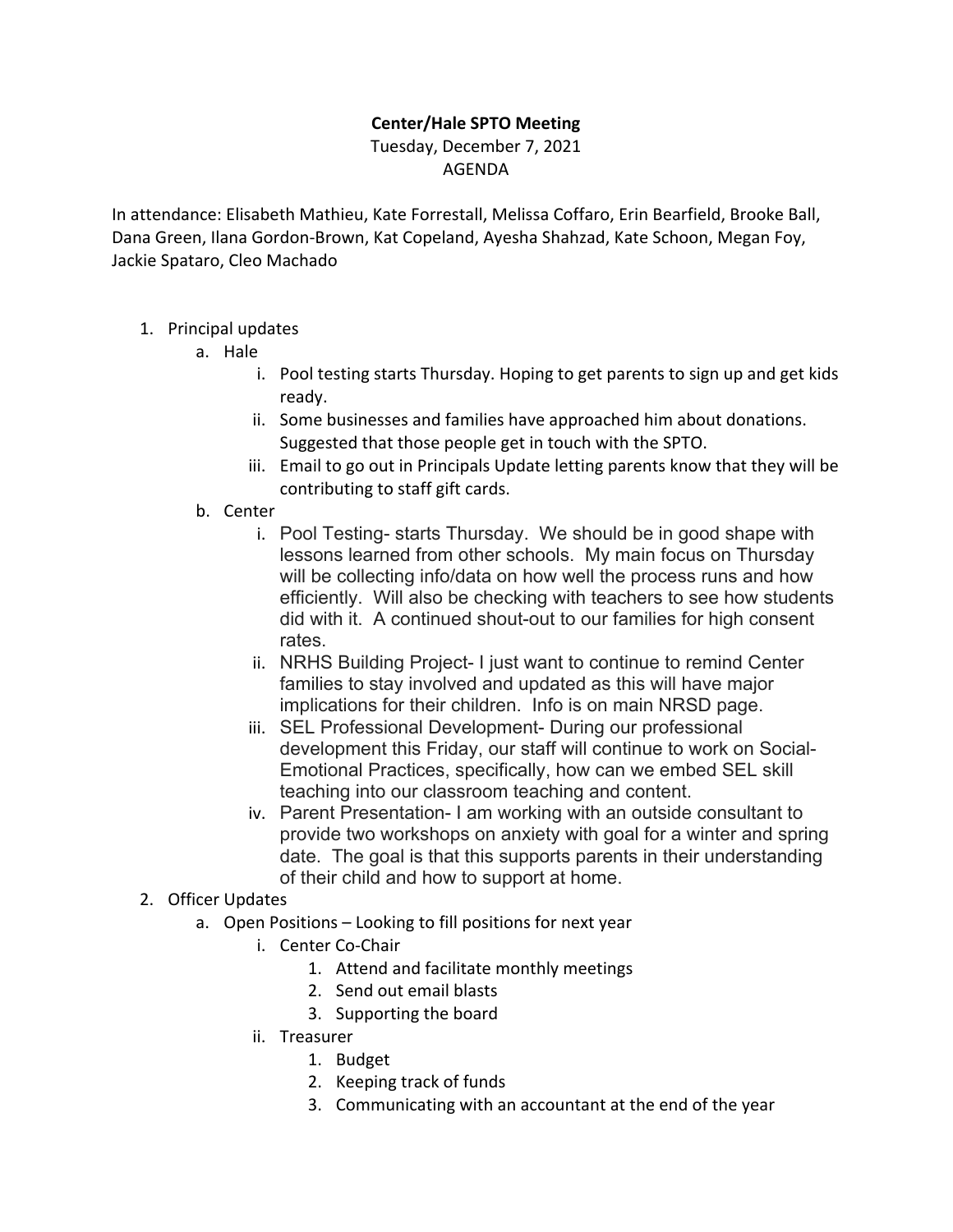**Center/Hale SPTO Meeting**

Tuesday, December 7, 2021

AGENDA

In attendance: Elisabeth Mathieu, Kate Forrestall, Melissa Coffaro, Erin Bearfield, Brooke Ball, Dana Green, Ilana Gordon-Brown, Kat Copeland, Ayesha Shahzad, Kate Schoon, Megan Foy, Jackie Spataro, Cleo Machado

1. Principal updates
   a. Hale
      i. Pool testing starts Thursday. Hoping to get parents to sign up and get kids ready.
      ii. Some businesses and families have approached him about donations. Suggested that those people get in touch with the SPTO.
      iii. Email to go out in Principals Update letting parents know that they will be contributing to staff gift cards.
   b. Center
      i. Pool Testing- starts Thursday. We should be in good shape with lessons learned from other schools. My main focus on Thursday will be collecting info/data on how well the process runs and how efficiently. Will also be checking with teachers to see how students did with it. A continued shout-out to our families for high consent rates.
      ii. NRHS Building Project- I just want to continue to remind Center families to stay involved and updated as this will have major implications for their children. Info is on main NRSD page.
      iii. SEL Professional Development- During our professional development this Friday, our staff will continue to work on Social-Emotional Practices, specifically, how can we embed SEL skill teaching into our classroom teaching and content.
      iv. Parent Presentation- I am working with an outside consultant to provide two workshops on anxiety with goal for a winter and spring date. The goal is that this supports parents in their understanding of their child and how to support at home.
2. Officer Updates
   a. Open Positions – Looking to fill positions for next year
      i. Center Co-Chair
         1. Attend and facilitate monthly meetings
         2. Send out email blasts
         3. Supporting the board
      ii. Treasurer
         1. Budget
         2. Keeping track of funds
         3. Communicating with an accountant at the end of the year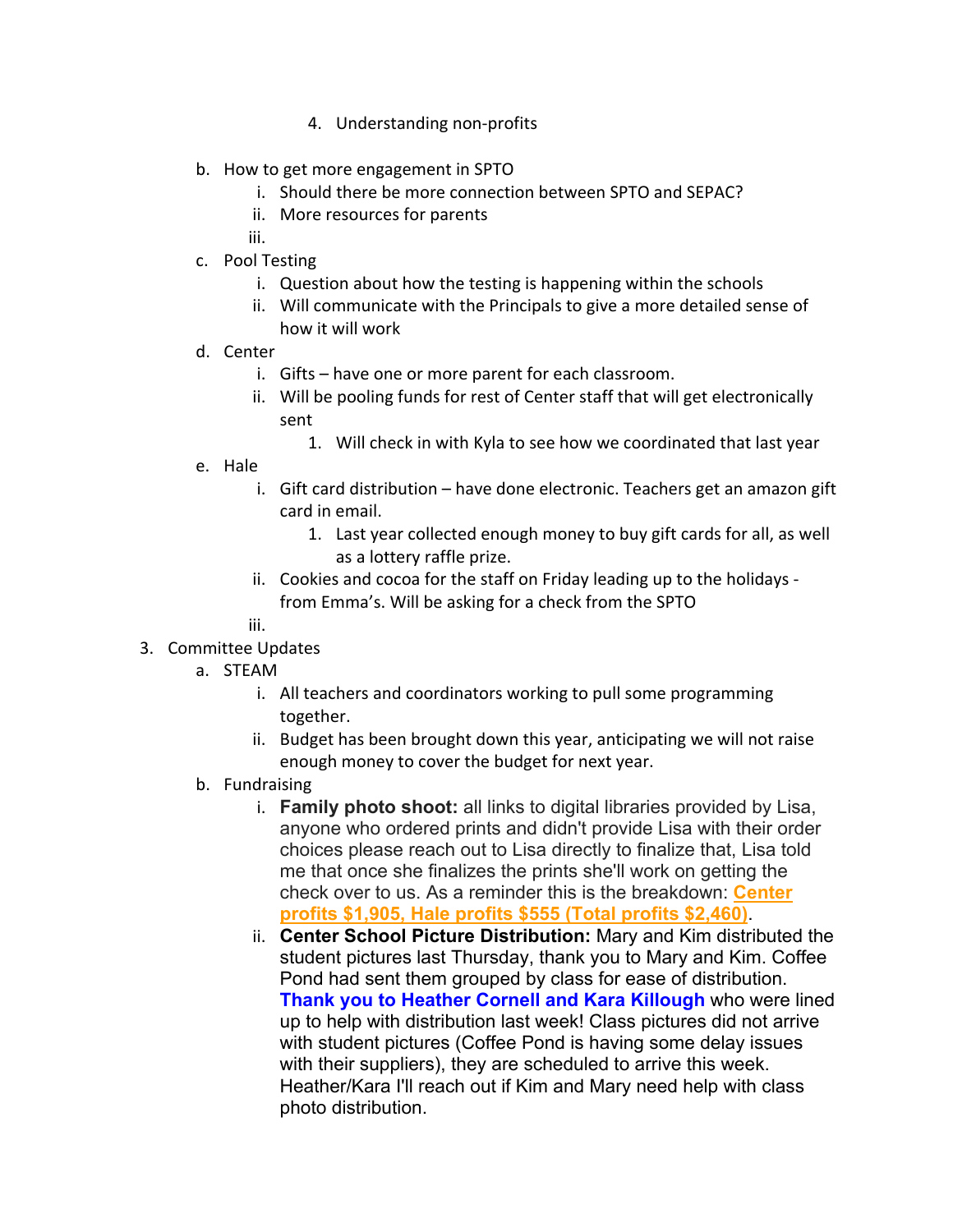4. Understanding non-profits

   b. How to get more engagement in SPTO
      i. Should there be more connection between SPTO and SEPAC?
      ii. More resources for parents
      iii.
   c. Pool Testing
      i. Question about how the testing is happening within the schools
      ii. Will communicate with the Principals to give a more detailed sense of how it will work
   d. Center
      i. Gifts – have one or more parent for each classroom.
      ii. Will be pooling funds for rest of Center staff that will get electronically sent
         1. Will check in with Kyla to see how we coordinated that last year
   e. Hale
      i. Gift card distribution – have done electronic. Teachers get an amazon gift card in email.
         1. Last year collected enough money to buy gift cards for all, as well as a lottery raffle prize.
      ii. Cookies and cocoa for the staff on Friday leading up to the holidays - from Emma's. Will be asking for a check from the SPTO
      iii.

3. Committee Updates
   a. STEAM
      i. All teachers and coordinators working to pull some programming together.
      ii. Budget has been brought down this year, anticipating we will not raise enough money to cover the budget for next year.
   b. Fundraising
      i. **Family photo shoot:** all links to digital libraries provided by Lisa, anyone who ordered prints and didn't provide Lisa with their order choices please reach out to Lisa directly to finalize that, Lisa told me that once she finalizes the prints she'll work on getting the check over to us. As a reminder this is the breakdown: **Center profits $1,905, Hale profits $555 (Total profits $2,460)**.
      ii. **Center School Picture Distribution:** Mary and Kim distributed the student pictures last Thursday, thank you to Mary and Kim. Coffee Pond had sent them grouped by class for ease of distribution. **Thank you to Heather Cornell and Kara Killough** who were lined up to help with distribution last week! Class pictures did not arrive with student pictures (Coffee Pond is having some delay issues with their suppliers), they are scheduled to arrive this week. Heather/Kara I'll reach out if Kim and Mary need help with class photo distribution.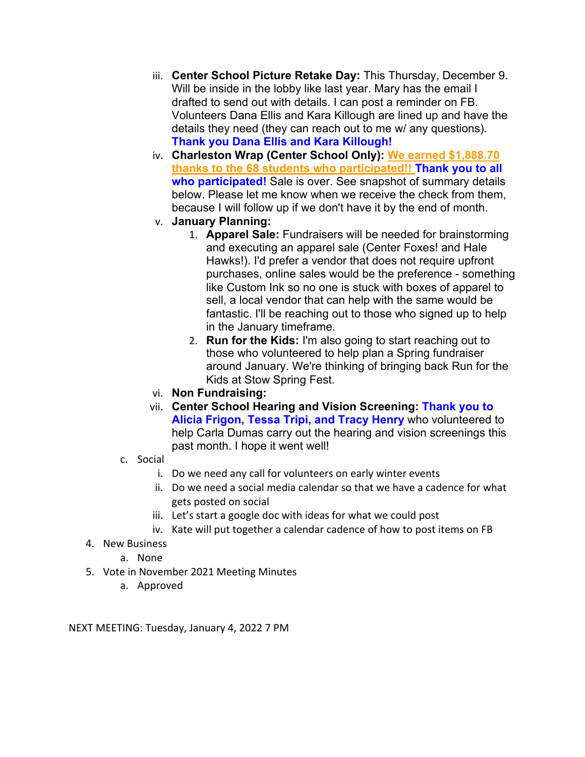iii. **Center School Picture Retake Day:** This Thursday, December 9. Will be inside in the lobby like last year. Mary has the email I drafted to send out with details. I can post a reminder on FB. Volunteers Dana Ellis and Kara Killough are lined up and have the details they need (they can reach out to me w/ any questions). **Thank you Dana Ellis and Kara Killough!**

   iv. **Charleston Wrap (Center School Only):** **We earned $1,888.70 thanks to the 68 students who participated!!** **Thank you to all who participated!** Sale is over. See snapshot of summary details below. Please let me know when we receive the check from them, because I will follow up if we don't have it by the end of month.

   v. **January Planning:**

      1. **Apparel Sale:** Fundraisers will be needed for brainstorming and executing an apparel sale (Center Foxes! and Hale Hawks!). I'd prefer a vendor that does not require upfront purchases, online sales would be the preference - something like Custom Ink so no one is stuck with boxes of apparel to sell, a local vendor that can help with the same would be fantastic. I'll be reaching out to those who signed up to help in the January timeframe.
      2. **Run for the Kids:** I'm also going to start reaching out to those who volunteered to help plan a Spring fundraiser around January. We're thinking of bringing back Run for the Kids at Stow Spring Fest.

   vi. **Non Fundraising:**

   vii. **Center School Hearing and Vision Screening:** **Thank you to Alicia Frigon, Tessa Tripi, and Tracy Henry** who volunteered to help Carla Dumas carry out the hearing and vision screenings this past month. I hope it went well!

c. Social

   i. Do we need any call for volunteers on early winter events

   ii. Do we need a social media calendar so that we have a cadence for what gets posted on social

   iii. Let's start a google doc with ideas for what we could post

   iv. Kate will put together a calendar cadence of how to post items on FB

4. New Business

   a. None

5. Vote in November 2021 Meeting Minutes

   a. Approved

NEXT MEETING: Tuesday, January 4, 2022 7 PM